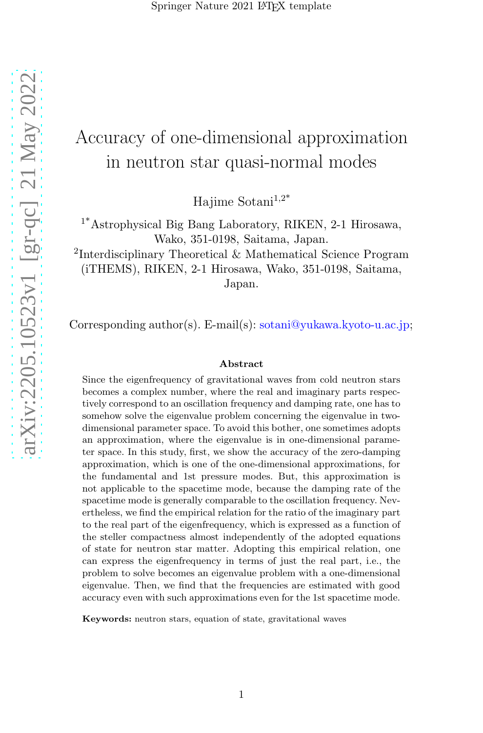# Accuracy of one-dimensional approximation in neutron star quasi-normal modes

Hajime Sotani[1,2*]

[1*]Astrophysical Big Bang Laboratory, RIKEN, 2-1 Hirosawa, Wako, 351-0198, Saitama, Japan.

[2]Interdisciplinary Theoretical & Mathematical Science Program (iTHEMS), RIKEN, 2-1 Hirosawa, Wako, 351-0198, Saitama, Japan.

Corresponding author(s). E-mail(s): sotani@yukawa.kyoto-u.ac.jp;

## Abstract

Since the eigenfrequency of gravitational waves from cold neutron stars becomes a complex number, where the real and imaginary parts respectively correspond to an oscillation frequency and damping rate, one has to somehow solve the eigenvalue problem concerning the eigenvalue in two-dimensional parameter space. To avoid this bother, one sometimes adopts an approximation, where the eigenvalue is in one-dimensional parameter space. In this study, first, we show the accuracy of the zero-damping approximation, which is one of the one-dimensional approximations, for the fundamental and 1st pressure modes. But, this approximation is not applicable to the spacetime mode, because the damping rate of the spacetime mode is generally comparable to the oscillation frequency. Nevertheless, we find the empirical relation for the ratio of the imaginary part to the real part of the eigenfrequency, which is expressed as a function of the steller compactness almost independently of the adopted equations of state for neutron star matter. Adopting this empirical relation, one can express the eigenfrequency in terms of just the real part, i.e., the problem to solve becomes an eigenvalue problem with a one-dimensional eigenvalue. Then, we find that the frequencies are estimated with good accuracy even with such approximations even for the 1st spacetime mode.

**Keywords:** neutron stars, equation of state, gravitational waves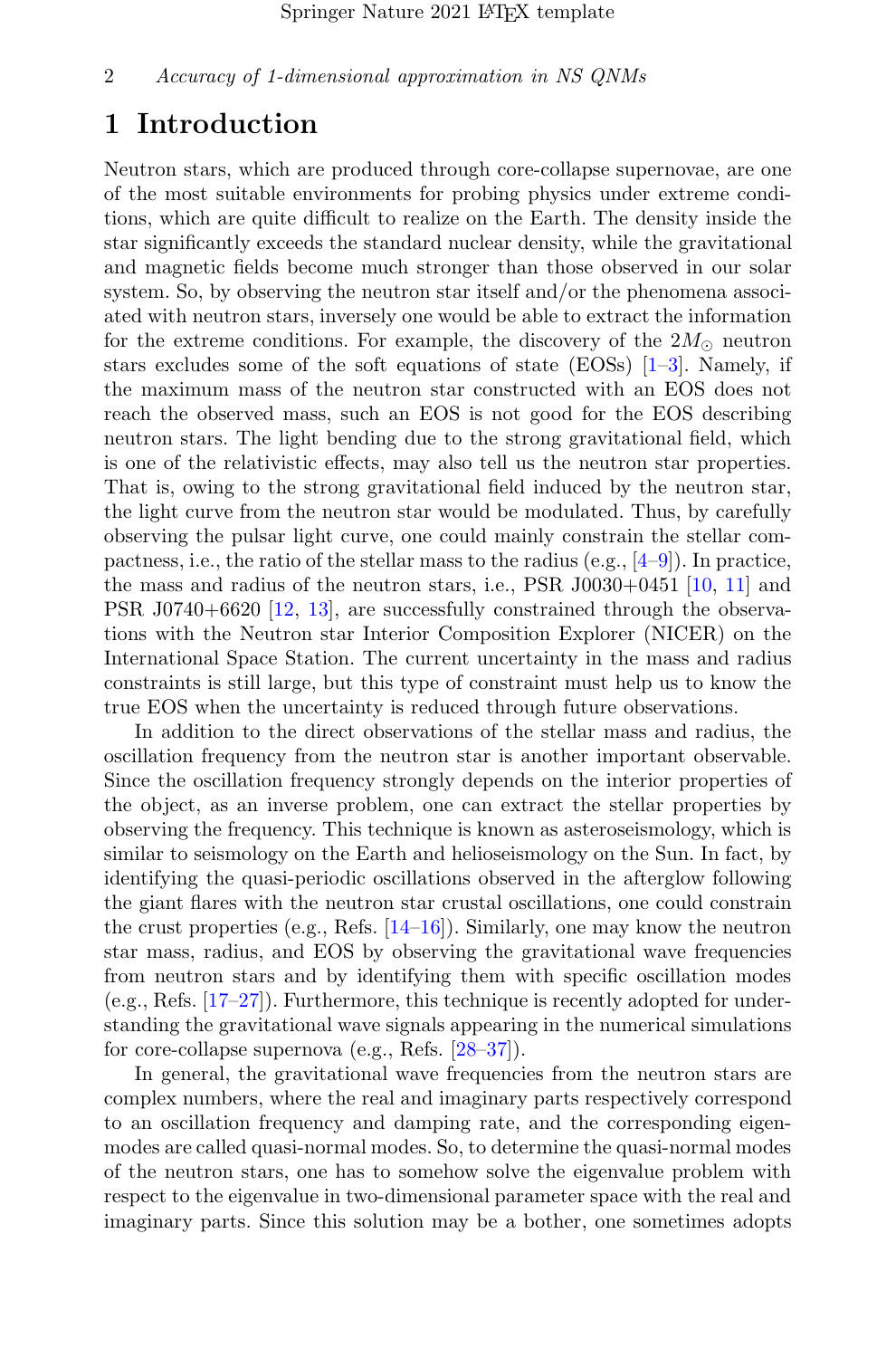# 1 Introduction

Neutron stars, which are produced through core-collapse supernovae, are one of the most suitable environments for probing physics under extreme conditions, which are quite difficult to realize on the Earth. The density inside the star significantly exceeds the standard nuclear density, while the gravitational and magnetic fields become much stronger than those observed in our solar system. So, by observing the neutron star itself and/or the phenomena associated with neutron stars, inversely one would be able to extract the information for the extreme conditions. For example, the discovery of the $2M_\odot$ neutron stars excludes some of the soft equations of state (EOSs) [1–3]. Namely, if the maximum mass of the neutron star constructed with an EOS does not reach the observed mass, such an EOS is not good for the EOS describing neutron stars. The light bending due to the strong gravitational field, which is one of the relativistic effects, may also tell us the neutron star properties. That is, owing to the strong gravitational field induced by the neutron star, the light curve from the neutron star would be modulated. Thus, by carefully observing the pulsar light curve, one could mainly constrain the stellar compactness, i.e., the ratio of the stellar mass to the radius (e.g., [4–9]). In practice, the mass and radius of the neutron stars, i.e., PSR J0030+0451 [10, 11] and PSR J0740+6620 [12, 13], are successfully constrained through the observations with the Neutron star Interior Composition Explorer (NICER) on the International Space Station. The current uncertainty in the mass and radius constraints is still large, but this type of constraint must help us to know the true EOS when the uncertainty is reduced through future observations.

In addition to the direct observations of the stellar mass and radius, the oscillation frequency from the neutron star is another important observable. Since the oscillation frequency strongly depends on the interior properties of the object, as an inverse problem, one can extract the stellar properties by observing the frequency. This technique is known as asteroseismology, which is similar to seismology on the Earth and helioseismology on the Sun. In fact, by identifying the quasi-periodic oscillations observed in the afterglow following the giant flares with the neutron star crustal oscillations, one could constrain the crust properties (e.g., Refs. [14–16]). Similarly, one may know the neutron star mass, radius, and EOS by observing the gravitational wave frequencies from neutron stars and by identifying them with specific oscillation modes (e.g., Refs. [17–27]). Furthermore, this technique is recently adopted for understanding the gravitational wave signals appearing in the numerical simulations for core-collapse supernova (e.g., Refs. [28–37]).

In general, the gravitational wave frequencies from the neutron stars are complex numbers, where the real and imaginary parts respectively correspond to an oscillation frequency and damping rate, and the corresponding eigenmodes are called quasi-normal modes. So, to determine the quasi-normal modes of the neutron stars, one has to somehow solve the eigenvalue problem with respect to the eigenvalue in two-dimensional parameter space with the real and imaginary parts. Since this solution may be a bother, one sometimes adopts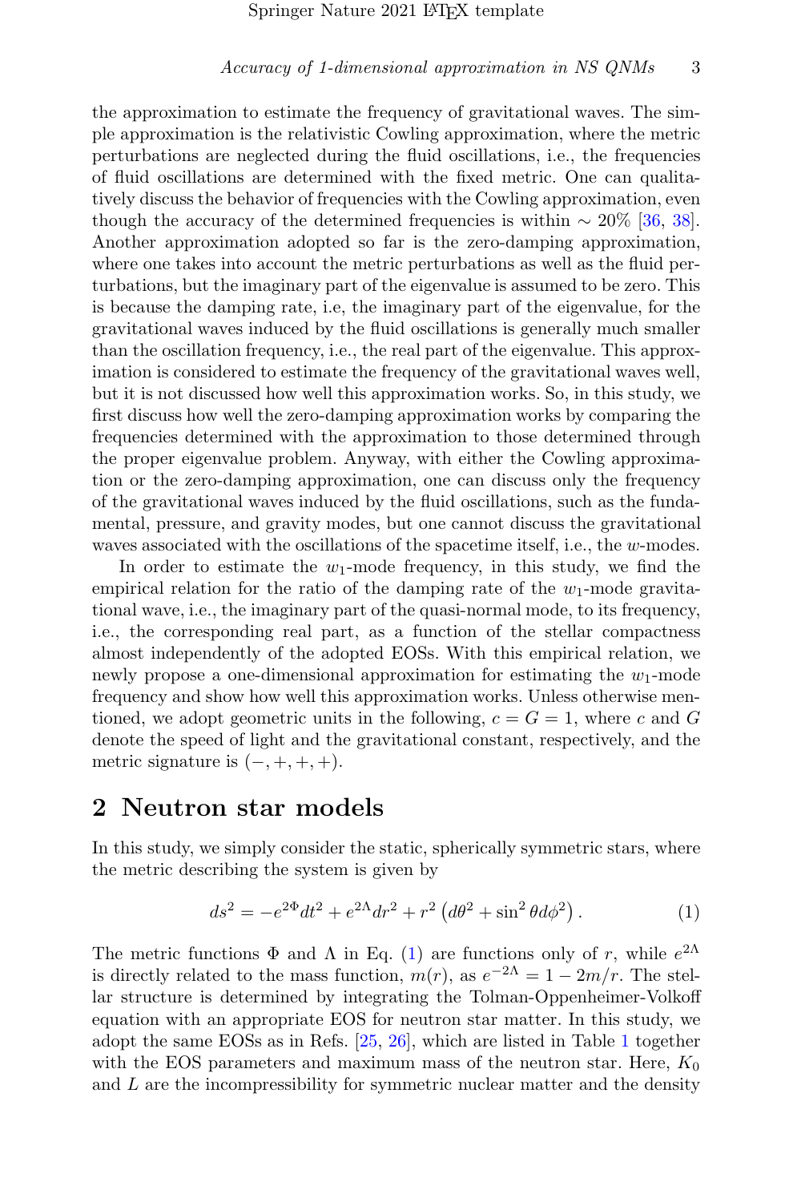the approximation to estimate the frequency of gravitational waves. The simple approximation is the relativistic Cowling approximation, where the metric perturbations are neglected during the fluid oscillations, i.e., the frequencies of fluid oscillations are determined with the fixed metric. One can qualitatively discuss the behavior of frequencies with the Cowling approximation, even though the accuracy of the determined frequencies is within $\sim 20\%$ [36, 38]. Another approximation adopted so far is the zero-damping approximation, where one takes into account the metric perturbations as well as the fluid perturbations, but the imaginary part of the eigenvalue is assumed to be zero. This is because the damping rate, i.e, the imaginary part of the eigenvalue, for the gravitational waves induced by the fluid oscillations is generally much smaller than the oscillation frequency, i.e., the real part of the eigenvalue. This approximation is considered to estimate the frequency of the gravitational waves well, but it is not discussed how well this approximation works. So, in this study, we first discuss how well the zero-damping approximation works by comparing the frequencies determined with the approximation to those determined through the proper eigenvalue problem. Anyway, with either the Cowling approximation or the zero-damping approximation, one can discuss only the frequency of the gravitational waves induced by the fluid oscillations, such as the fundamental, pressure, and gravity modes, but one cannot discuss the gravitational waves associated with the oscillations of the spacetime itself, i.e., the $w$-modes.

In order to estimate the $w_1$-mode frequency, in this study, we find the empirical relation for the ratio of the damping rate of the $w_1$-mode gravitational wave, i.e., the imaginary part of the quasi-normal mode, to its frequency, i.e., the corresponding real part, as a function of the stellar compactness almost independently of the adopted EOSs. With this empirical relation, we newly propose a one-dimensional approximation for estimating the $w_1$-mode frequency and show how well this approximation works. Unless otherwise mentioned, we adopt geometric units in the following, $c = G = 1$, where $c$ and $G$ denote the speed of light and the gravitational constant, respectively, and the metric signature is $(-, +, +, +)$.

# 2 Neutron star models

In this study, we simply consider the static, spherically symmetric stars, where the metric describing the system is given by

$$ds^2 = -e^{2\Phi}dt^2 + e^{2\Lambda}dr^2 + r^2\left(d\theta^2 + \sin^2\theta d\phi^2\right). \tag{1}$$

The metric functions $\Phi$ and $\Lambda$ in Eq. (1) are functions only of $r$, while $e^{2\Lambda}$ is directly related to the mass function, $m(r)$, as $e^{-2\Lambda} = 1 - 2m/r$. The stellar structure is determined by integrating the Tolman-Oppenheimer-Volkoff equation with an appropriate EOS for neutron star matter. In this study, we adopt the same EOSs as in Refs. [25, 26], which are listed in Table 1 together with the EOS parameters and maximum mass of the neutron star. Here, $K_0$ and $L$ are the incompressibility for symmetric nuclear matter and the density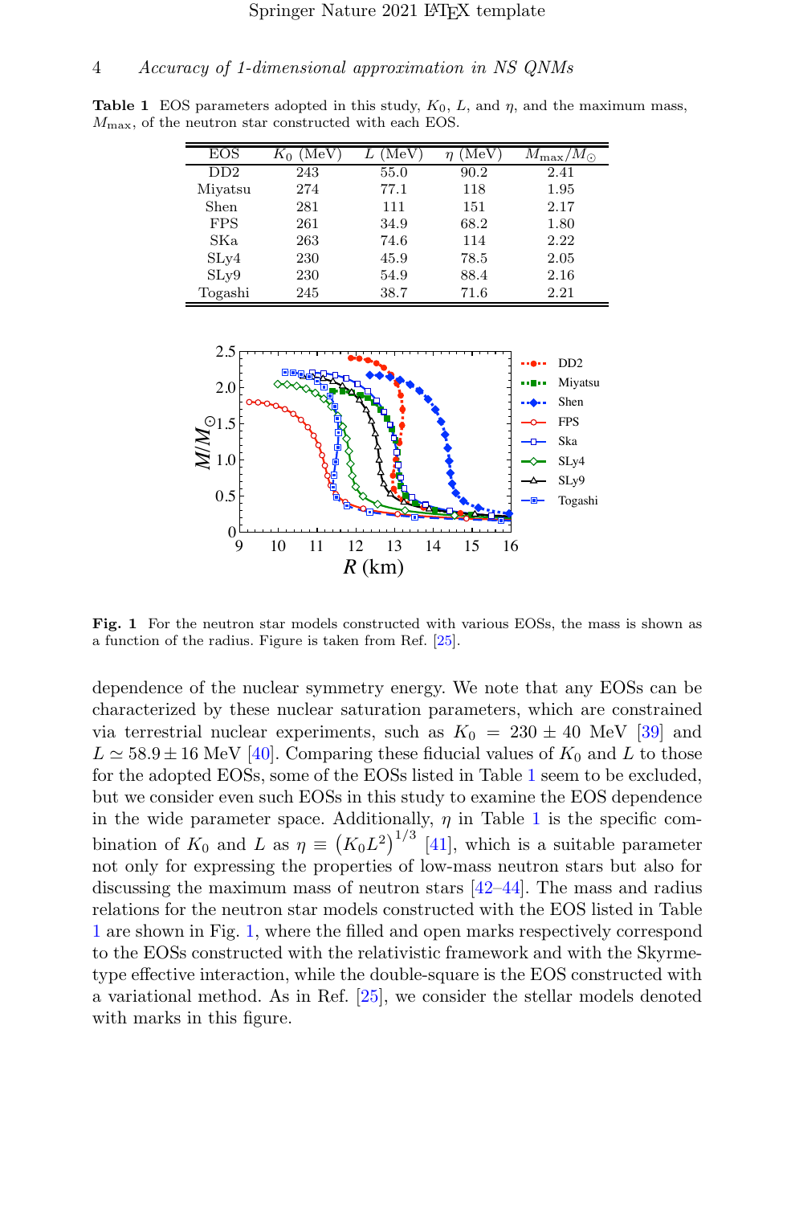**Table 1** EOS parameters adopted in this study, $K_0$, $L$, and $\eta$, and the maximum mass, $M_{\rm max}$, of the neutron star constructed with each EOS.

| EOS | $K_0$ (MeV) | $L$ (MeV) | $\eta$ (MeV) | $M_{\rm max}/M_\odot$ |
|---|---|---|---|---|
| DD2 | 243 | 55.0 | 90.2 | 2.41 |
| Miyatsu | 274 | 77.1 | 118 | 1.95 |
| Shen | 281 | 111 | 151 | 2.17 |
| FPS | 261 | 34.9 | 68.2 | 1.80 |
| SKa | 263 | 74.6 | 114 | 2.22 |
| SLy4 | 230 | 45.9 | 78.5 | 2.05 |
| SLy9 | 230 | 54.9 | 88.4 | 2.16 |
| Togashi | 245 | 38.7 | 71.6 | 2.21 |

**Fig. 1** For the neutron star models constructed with various EOSs, the mass is shown as a function of the radius. Figure is taken from Ref. [25].

dependence of the nuclear symmetry energy. We note that any EOSs can be characterized by these nuclear saturation parameters, which are constrained via terrestrial nuclear experiments, such as $K_0 = 230 \pm 40$ MeV [39] and $L \simeq 58.9 \pm 16$ MeV [40]. Comparing these fiducial values of $K_0$ and $L$ to those for the adopted EOSs, some of the EOSs listed in Table 1 seem to be excluded, but we consider even such EOSs in this study to examine the EOS dependence in the wide parameter space. Additionally, $\eta$ in Table 1 is the specific combination of $K_0$ and $L$ as $\eta \equiv \left(K_0 L^2\right)^{1/3}$ [41], which is a suitable parameter not only for expressing the properties of low-mass neutron stars but also for discussing the maximum mass of neutron stars [42–44]. The mass and radius relations for the neutron star models constructed with the EOS listed in Table 1 are shown in Fig. 1, where the filled and open marks respectively correspond to the EOSs constructed with the relativistic framework and with the Skyrme-type effective interaction, while the double-square is the EOS constructed with a variational method. As in Ref. [25], we consider the stellar models denoted with marks in this figure.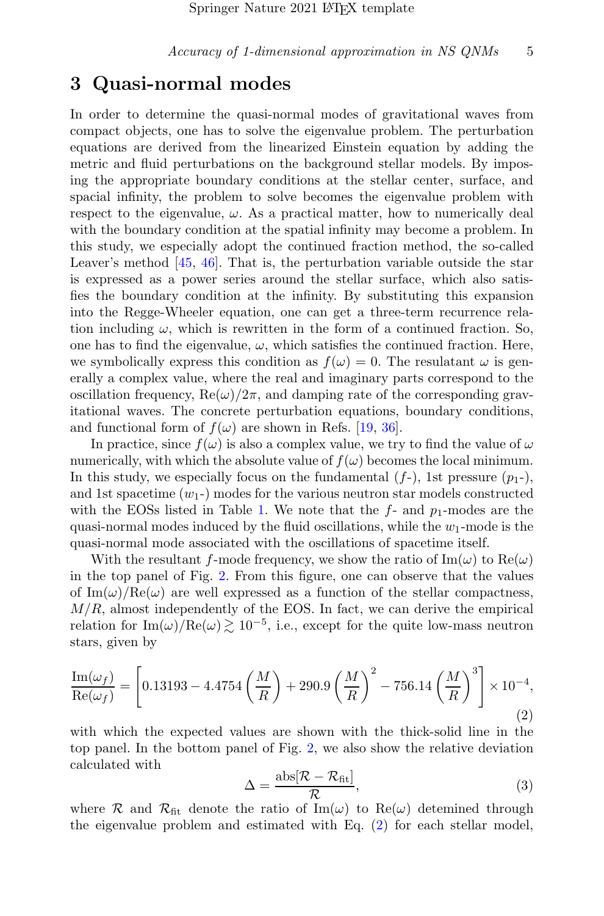## 3 Quasi-normal modes

In order to determine the quasi-normal modes of gravitational waves from compact objects, one has to solve the eigenvalue problem. The perturbation equations are derived from the linearized Einstein equation by adding the metric and fluid perturbations on the background stellar models. By imposing the appropriate boundary conditions at the stellar center, surface, and spacial infinity, the problem to solve becomes the eigenvalue problem with respect to the eigenvalue, $\omega$. As a practical matter, how to numerically deal with the boundary condition at the spatial infinity may become a problem. In this study, we especially adopt the continued fraction method, the so-called Leaver's method [45, 46]. That is, the perturbation variable outside the star is expressed as a power series around the stellar surface, which also satisfies the boundary condition at the infinity. By substituting this expansion into the Regge-Wheeler equation, one can get a three-term recurrence relation including $\omega$, which is rewritten in the form of a continued fraction. So, one has to find the eigenvalue, $\omega$, which satisfies the continued fraction. Here, we symbolically express this condition as $f(\omega) = 0$. The resulatant $\omega$ is generally a complex value, where the real and imaginary parts correspond to the oscillation frequency, $\mathrm{Re}(\omega)/2\pi$, and damping rate of the corresponding gravitational waves. The concrete perturbation equations, boundary conditions, and functional form of $f(\omega)$ are shown in Refs. [19, 36].

In practice, since $f(\omega)$ is also a complex value, we try to find the value of $\omega$ numerically, with which the absolute value of $f(\omega)$ becomes the local minimum. In this study, we especially focus on the fundamental ($f$-), 1st pressure ($p_1$-), and 1st spacetime ($w_1$-) modes for the various neutron star models constructed with the EOSs listed in Table 1. We note that the $f$- and $p_1$-modes are the quasi-normal modes induced by the fluid oscillations, while the $w_1$-mode is the quasi-normal mode associated with the oscillations of spacetime itself.

With the resultant $f$-mode frequency, we show the ratio of $\mathrm{Im}(\omega)$ to $\mathrm{Re}(\omega)$ in the top panel of Fig. 2. From this figure, one can observe that the values of $\mathrm{Im}(\omega)/\mathrm{Re}(\omega)$ are well expressed as a function of the stellar compactness, $M/R$, almost independently of the EOS. In fact, we can derive the empirical relation for $\mathrm{Im}(\omega)/\mathrm{Re}(\omega) \gtrsim 10^{-5}$, i.e., except for the quite low-mass neutron stars, given by

$$\frac{\mathrm{Im}(\omega_f)}{\mathrm{Re}(\omega_f)} = \left[0.13193 - 4.4754\left(\frac{M}{R}\right) + 290.9\left(\frac{M}{R}\right)^2 - 756.14\left(\frac{M}{R}\right)^3\right] \times 10^{-4}, \tag{2}$$

with which the expected values are shown with the thick-solid line in the top panel. In the bottom panel of Fig. 2, we also show the relative deviation calculated with

$$\Delta = \frac{\mathrm{abs}[\mathcal{R} - \mathcal{R}_{\mathrm{fit}}]}{\mathcal{R}}, \tag{3}$$

where $\mathcal{R}$ and $\mathcal{R}_{\mathrm{fit}}$ denote the ratio of $\mathrm{Im}(\omega)$ to $\mathrm{Re}(\omega)$ detemined through the eigenvalue problem and estimated with Eq. (2) for each stellar model,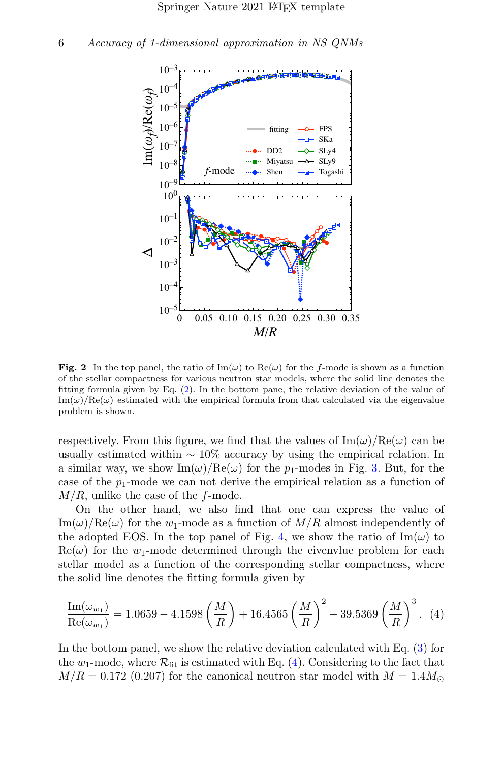**Fig. 2** In the top panel, the ratio of $\mathrm{Im}(\omega)$ to $\mathrm{Re}(\omega)$ for the $f$-mode is shown as a function of the stellar compactness for various neutron star models, where the solid line denotes the fitting formula given by Eq. (2). In the bottom pane, the relative deviation of the value of $\mathrm{Im}(\omega)/\mathrm{Re}(\omega)$ estimated with the empirical formula from that calculated via the eigenvalue problem is shown.

respectively. From this figure, we find that the values of $\mathrm{Im}(\omega)/\mathrm{Re}(\omega)$ can be usually estimated within $\sim 10\%$ accuracy by using the empirical relation. In a similar way, we show $\mathrm{Im}(\omega)/\mathrm{Re}(\omega)$ for the $p_1$-modes in Fig. 3. But, for the case of the $p_1$-mode we can not derive the empirical relation as a function of $M/R$, unlike the case of the $f$-mode.

On the other hand, we also find that one can express the value of $\mathrm{Im}(\omega)/\mathrm{Re}(\omega)$ for the $w_1$-mode as a function of $M/R$ almost independently of the adopted EOS. In the top panel of Fig. 4, we show the ratio of $\mathrm{Im}(\omega)$ to $\mathrm{Re}(\omega)$ for the $w_1$-mode determined through the eivenvlue problem for each stellar model as a function of the corresponding stellar compactness, where the solid line denotes the fitting formula given by

$$\frac{\mathrm{Im}(\omega_{w_1})}{\mathrm{Re}(\omega_{w_1})} = 1.0659 - 4.1598\left(\frac{M}{R}\right) + 16.4565\left(\frac{M}{R}\right)^2 - 39.5369\left(\frac{M}{R}\right)^3. \quad (4)$$

In the bottom panel, we show the relative deviation calculated with Eq. (3) for the $w_1$-mode, where $\mathcal{R}_{\rm fit}$ is estimated with Eq. (4). Considering to the fact that $M/R = 0.172$ (0.207) for the canonical neutron star model with $M = 1.4M_\odot$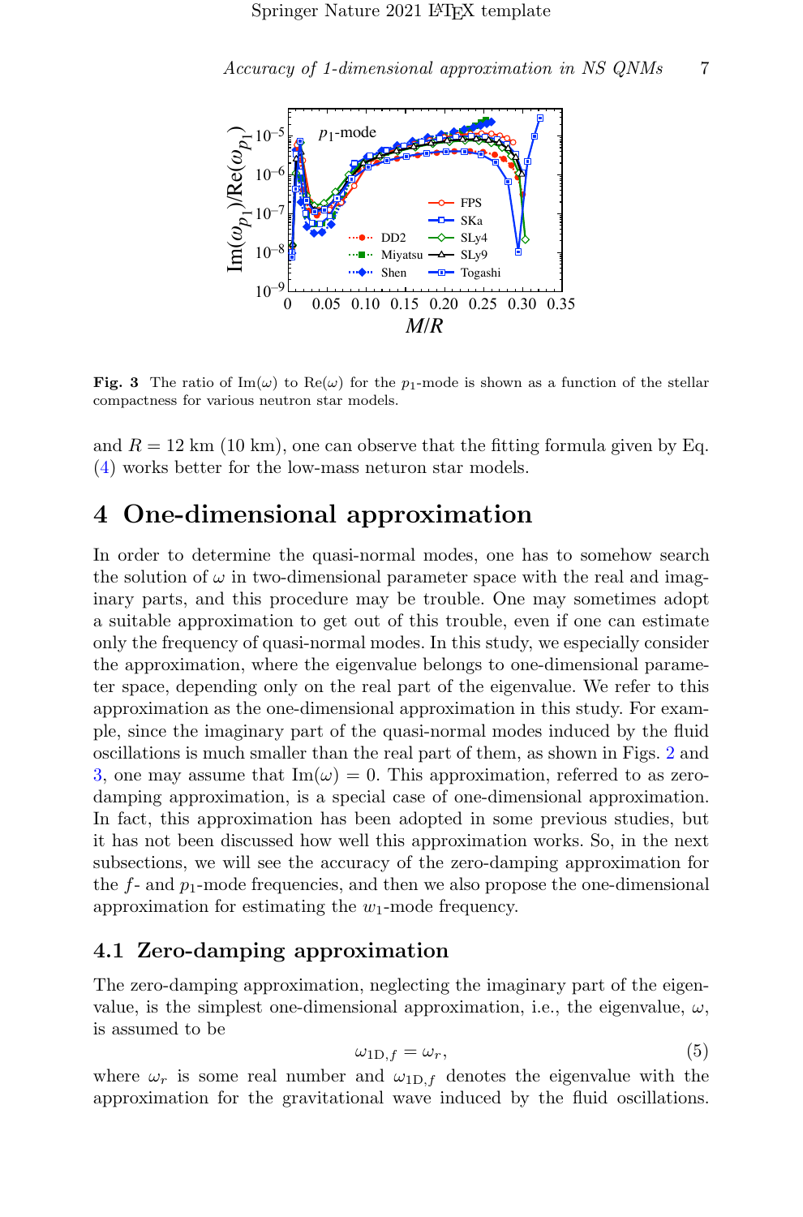**Fig. 3** The ratio of $\mathrm{Im}(\omega)$ to $\mathrm{Re}(\omega)$ for the $p_1$-mode is shown as a function of the stellar compactness for various neutron star models.

and $R = 12$ km (10 km), one can observe that the fitting formula given by Eq. (4) works better for the low-mass neturon star models.

# 4 One-dimensional approximation

In order to determine the quasi-normal modes, one has to somehow search the solution of $\omega$ in two-dimensional parameter space with the real and imaginary parts, and this procedure may be trouble. One may sometimes adopt a suitable approximation to get out of this trouble, even if one can estimate only the frequency of quasi-normal modes. In this study, we especially consider the approximation, where the eigenvalue belongs to one-dimensional parameter space, depending only on the real part of the eigenvalue. We refer to this approximation as the one-dimensional approximation in this study. For example, since the imaginary part of the quasi-normal modes induced by the fluid oscillations is much smaller than the real part of them, as shown in Figs. 2 and 3, one may assume that $\mathrm{Im}(\omega) = 0$. This approximation, referred to as zero-damping approximation, is a special case of one-dimensional approximation. In fact, this approximation has been adopted in some previous studies, but it has not been discussed how well this approximation works. So, in the next subsections, we will see the accuracy of the zero-damping approximation for the $f$- and $p_1$-mode frequencies, and then we also propose the one-dimensional approximation for estimating the $w_1$-mode frequency.

## 4.1 Zero-damping approximation

The zero-damping approximation, neglecting the imaginary part of the eigenvalue, is the simplest one-dimensional approximation, i.e., the eigenvalue, $\omega$, is assumed to be

$$\omega_{1\mathrm{D},f} = \omega_r, \tag{5}$$

where $\omega_r$ is some real number and $\omega_{1\mathrm{D},f}$ denotes the eigenvalue with the approximation for the gravitational wave induced by the fluid oscillations.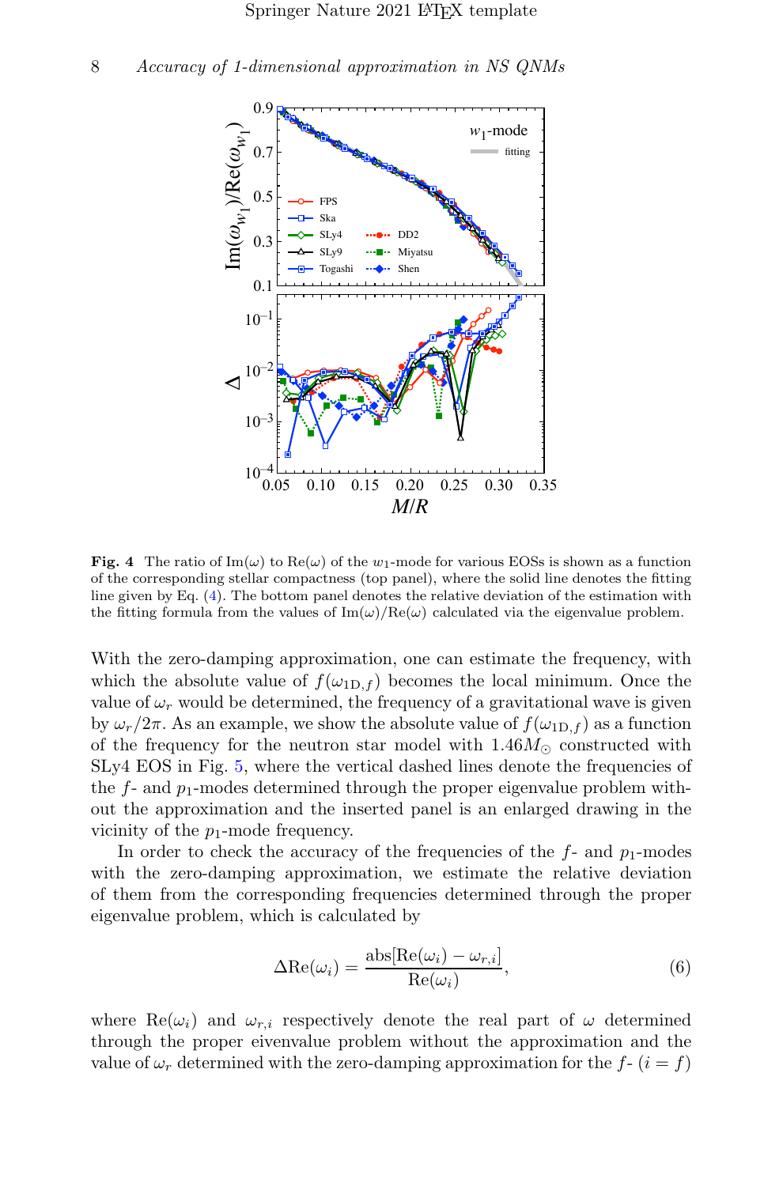**Fig. 4** The ratio of $\mathrm{Im}(\omega)$ to $\mathrm{Re}(\omega)$ of the $w_1$-mode for various EOSs is shown as a function of the corresponding stellar compactness (top panel), where the solid line denotes the fitting line given by Eq. (4). The bottom panel denotes the relative deviation of the estimation with the fitting formula from the values of $\mathrm{Im}(\omega)/\mathrm{Re}(\omega)$ calculated via the eigenvalue problem.

With the zero-damping approximation, one can estimate the frequency, with which the absolute value of $f(\omega_{1\mathrm{D},f})$ becomes the local minimum. Once the value of $\omega_r$ would be determined, the frequency of a gravitational wave is given by $\omega_r/2\pi$. As an example, we show the absolute value of $f(\omega_{1\mathrm{D},f})$ as a function of the frequency for the neutron star model with $1.46M_\odot$ constructed with SLy4 EOS in Fig. 5, where the vertical dashed lines denote the frequencies of the $f$- and $p_1$-modes determined through the proper eigenvalue problem without the approximation and the inserted panel is an enlarged drawing in the vicinity of the $p_1$-mode frequency.

In order to check the accuracy of the frequencies of the $f$- and $p_1$-modes with the zero-damping approximation, we estimate the relative deviation of them from the corresponding frequencies determined through the proper eigenvalue problem, which is calculated by

$$\Delta \mathrm{Re}(\omega_i) = \frac{\mathrm{abs}[\mathrm{Re}(\omega_i) - \omega_{r,i}]}{\mathrm{Re}(\omega_i)}, \tag{6}$$

where $\mathrm{Re}(\omega_i)$ and $\omega_{r,i}$ respectively denote the real part of $\omega$ determined through the proper eivenvalue problem without the approximation and the value of $\omega_r$ determined with the zero-damping approximation for the $f$- ($i = f$)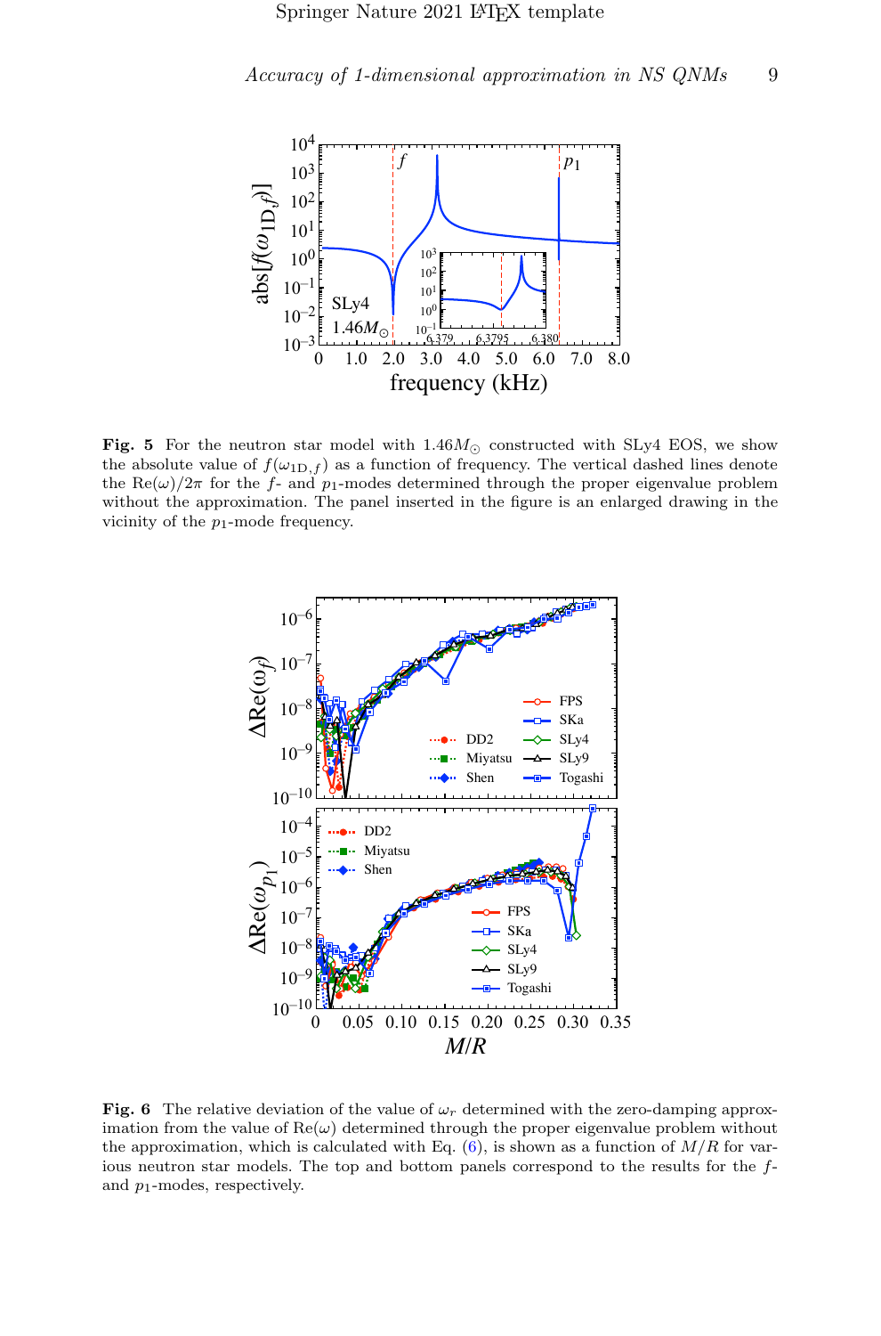**Fig. 5** For the neutron star model with $1.46M_\odot$ constructed with SLy4 EOS, we show the absolute value of $f(\omega_{1\mathrm{D},f})$ as a function of frequency. The vertical dashed lines denote the $\mathrm{Re}(\omega)/2\pi$ for the $f$- and $p_1$-modes determined through the proper eigenvalue problem without the approximation. The panel inserted in the figure is an enlarged drawing in the vicinity of the $p_1$-mode frequency.

**Fig. 6** The relative deviation of the value of $\omega_r$ determined with the zero-damping approximation from the value of $\mathrm{Re}(\omega)$ determined through the proper eigenvalue problem without the approximation, which is calculated with Eq. (6), is shown as a function of $M/R$ for various neutron star models. The top and bottom panels correspond to the results for the $f$- and $p_1$-modes, respectively.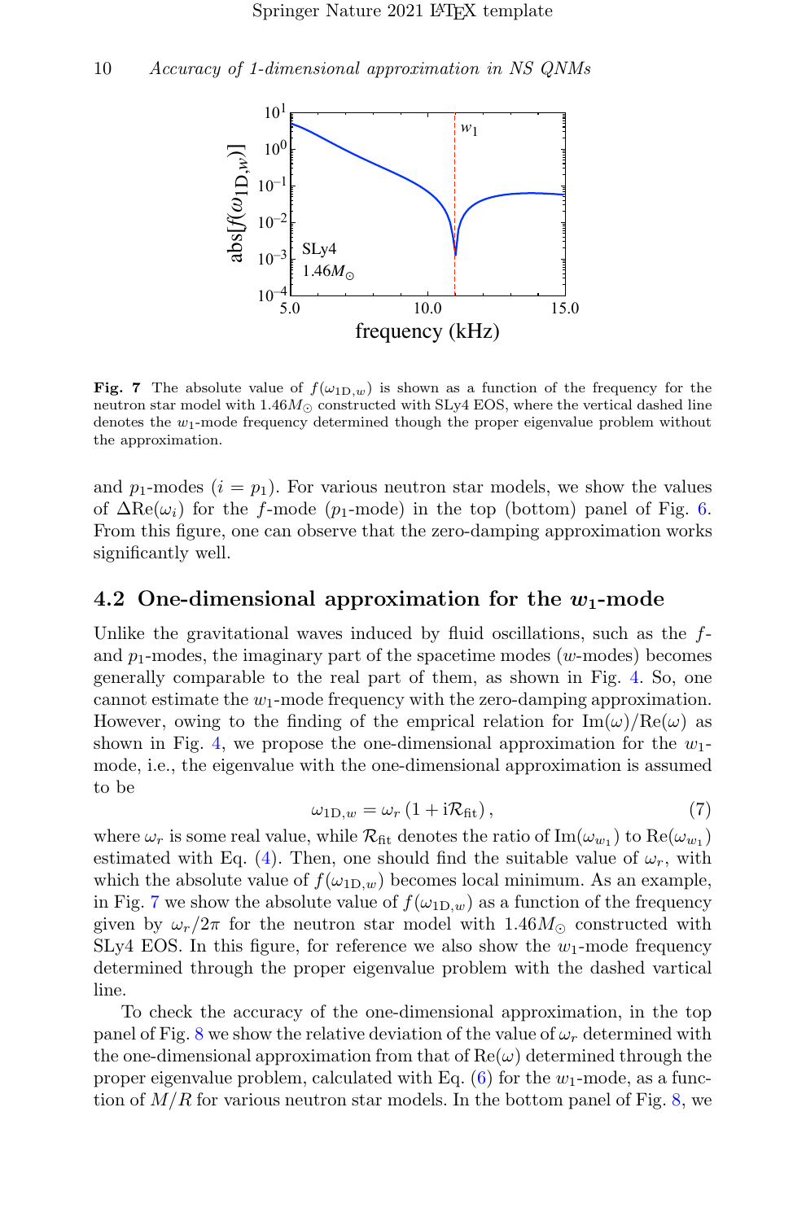**Fig. 7** The absolute value of $f(\omega_{1\mathrm{D},w})$ is shown as a function of the frequency for the neutron star model with $1.46M_\odot$ constructed with SLy4 EOS, where the vertical dashed line denotes the $w_1$-mode frequency determined though the proper eigenvalue problem without the approximation.

and $p_1$-modes ($i = p_1$). For various neutron star models, we show the values of $\Delta\mathrm{Re}(\omega_i)$ for the $f$-mode ($p_1$-mode) in the top (bottom) panel of Fig. 6. From this figure, one can observe that the zero-damping approximation works significantly well.

## 4.2 One-dimensional approximation for the $w_1$-mode

Unlike the gravitational waves induced by fluid oscillations, such as the $f$- and $p_1$-modes, the imaginary part of the spacetime modes ($w$-modes) becomes generally comparable to the real part of them, as shown in Fig. 4. So, one cannot estimate the $w_1$-mode frequency with the zero-damping approximation. However, owing to the finding of the emprical relation for $\mathrm{Im}(\omega)/\mathrm{Re}(\omega)$ as shown in Fig. 4, we propose the one-dimensional approximation for the $w_1$-mode, i.e., the eigenvalue with the one-dimensional approximation is assumed to be

$$\omega_{1\mathrm{D},w} = \omega_r \left(1 + \mathrm{i}\mathcal{R}_{\mathrm{fit}}\right), \tag{7}$$

where $\omega_r$ is some real value, while $\mathcal{R}_{\mathrm{fit}}$ denotes the ratio of $\mathrm{Im}(\omega_{w_1})$ to $\mathrm{Re}(\omega_{w_1})$ estimated with Eq. (4). Then, one should find the suitable value of $\omega_r$, with which the absolute value of $f(\omega_{1\mathrm{D},w})$ becomes local minimum. As an example, in Fig. 7 we show the absolute value of $f(\omega_{1\mathrm{D},w})$ as a function of the frequency given by $\omega_r/2\pi$ for the neutron star model with $1.46M_\odot$ constructed with SLy4 EOS. In this figure, for reference we also show the $w_1$-mode frequency determined through the proper eigenvalue problem with the dashed vartical line.

To check the accuracy of the one-dimensional approximation, in the top panel of Fig. 8 we show the relative deviation of the value of $\omega_r$ determined with the one-dimensional approximation from that of $\mathrm{Re}(\omega)$ determined through the proper eigenvalue problem, calculated with Eq. (6) for the $w_1$-mode, as a function of $M/R$ for various neutron star models. In the bottom panel of Fig. 8, we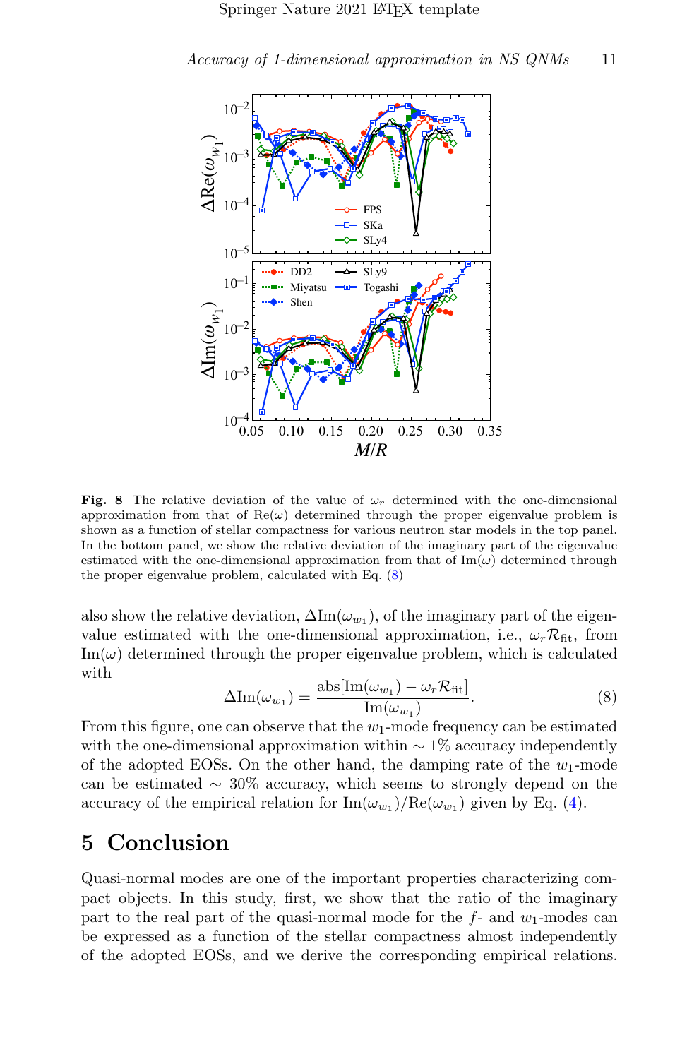**Fig. 8** The relative deviation of the value of $\omega_r$ determined with the one-dimensional approximation from that of $\mathrm{Re}(\omega)$ determined through the proper eigenvalue problem is shown as a function of stellar compactness for various neutron star models in the top panel. In the bottom panel, we show the relative deviation of the imaginary part of the eigenvalue estimated with the one-dimensional approximation from that of $\mathrm{Im}(\omega)$ determined through the proper eigenvalue problem, calculated with Eq. (8)

also show the relative deviation, $\Delta\mathrm{Im}(\omega_{w_1})$, of the imaginary part of the eigenvalue estimated with the one-dimensional approximation, i.e., $\omega_r \mathcal{R}_{\mathrm{fit}}$, from $\mathrm{Im}(\omega)$ determined through the proper eigenvalue problem, which is calculated with

$$\Delta\mathrm{Im}(\omega_{w_1}) = \frac{\mathrm{abs}[\mathrm{Im}(\omega_{w_1}) - \omega_r \mathcal{R}_{\mathrm{fit}}]}{\mathrm{Im}(\omega_{w_1})}. \tag{8}$$

From this figure, one can observe that the $w_1$-mode frequency can be estimated with the one-dimensional approximation within $\sim 1\%$ accuracy independently of the adopted EOSs. On the other hand, the damping rate of the $w_1$-mode can be estimated $\sim 30\%$ accuracy, which seems to strongly depend on the accuracy of the empirical relation for $\mathrm{Im}(\omega_{w_1})/\mathrm{Re}(\omega_{w_1})$ given by Eq. (4).

## 5 Conclusion

Quasi-normal modes are one of the important properties characterizing compact objects. In this study, first, we show that the ratio of the imaginary part to the real part of the quasi-normal mode for the $f$- and $w_1$-modes can be expressed as a function of the stellar compactness almost independently of the adopted EOSs, and we derive the corresponding empirical relations.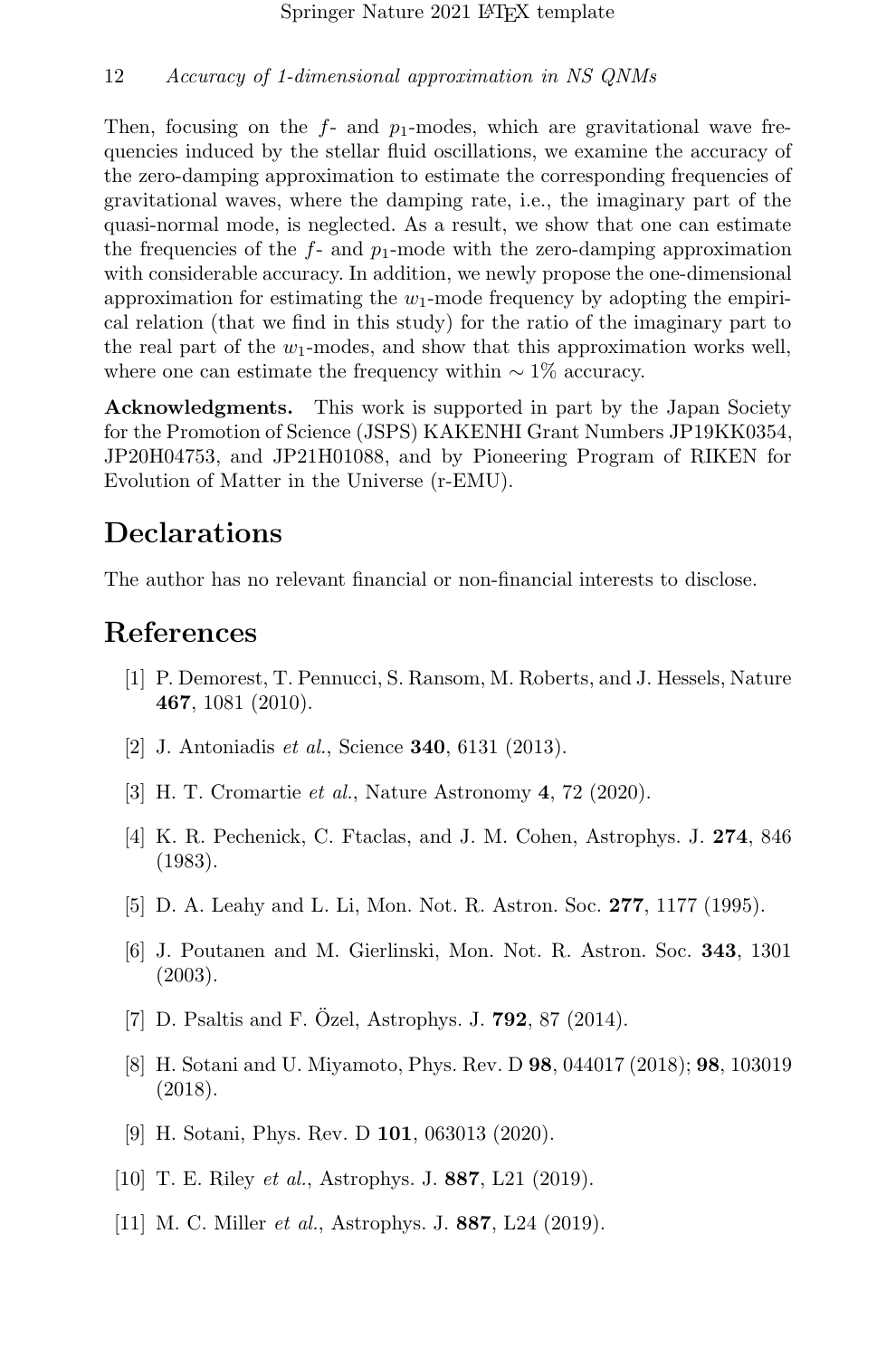Then, focusing on the $f$- and $p_1$-modes, which are gravitational wave frequencies induced by the stellar fluid oscillations, we examine the accuracy of the zero-damping approximation to estimate the corresponding frequencies of gravitational waves, where the damping rate, i.e., the imaginary part of the quasi-normal mode, is neglected. As a result, we show that one can estimate the frequencies of the $f$- and $p_1$-mode with the zero-damping approximation with considerable accuracy. In addition, we newly propose the one-dimensional approximation for estimating the $w_1$-mode frequency by adopting the empirical relation (that we find in this study) for the ratio of the imaginary part to the real part of the $w_1$-modes, and show that this approximation works well, where one can estimate the frequency within $\sim 1\%$ accuracy.

**Acknowledgments.** This work is supported in part by the Japan Society for the Promotion of Science (JSPS) KAKENHI Grant Numbers JP19KK0354, JP20H04753, and JP21H01088, and by Pioneering Program of RIKEN for Evolution of Matter in the Universe (r-EMU).

# Declarations

The author has no relevant financial or non-financial interests to disclose.

# References

[1] P. Demorest, T. Pennucci, S. Ransom, M. Roberts, and J. Hessels, Nature **467**, 1081 (2010).

[2] J. Antoniadis *et al.*, Science **340**, 6131 (2013).

[3] H. T. Cromartie *et al.*, Nature Astronomy **4**, 72 (2020).

[4] K. R. Pechenick, C. Ftaclas, and J. M. Cohen, Astrophys. J. **274**, 846 (1983).

[5] D. A. Leahy and L. Li, Mon. Not. R. Astron. Soc. **277**, 1177 (1995).

[6] J. Poutanen and M. Gierlinski, Mon. Not. R. Astron. Soc. **343**, 1301 (2003).

[7] D. Psaltis and F. Özel, Astrophys. J. **792**, 87 (2014).

[8] H. Sotani and U. Miyamoto, Phys. Rev. D **98**, 044017 (2018); **98**, 103019 (2018).

[9] H. Sotani, Phys. Rev. D **101**, 063013 (2020).

[10] T. E. Riley *et al.*, Astrophys. J. **887**, L21 (2019).

[11] M. C. Miller *et al.*, Astrophys. J. **887**, L24 (2019).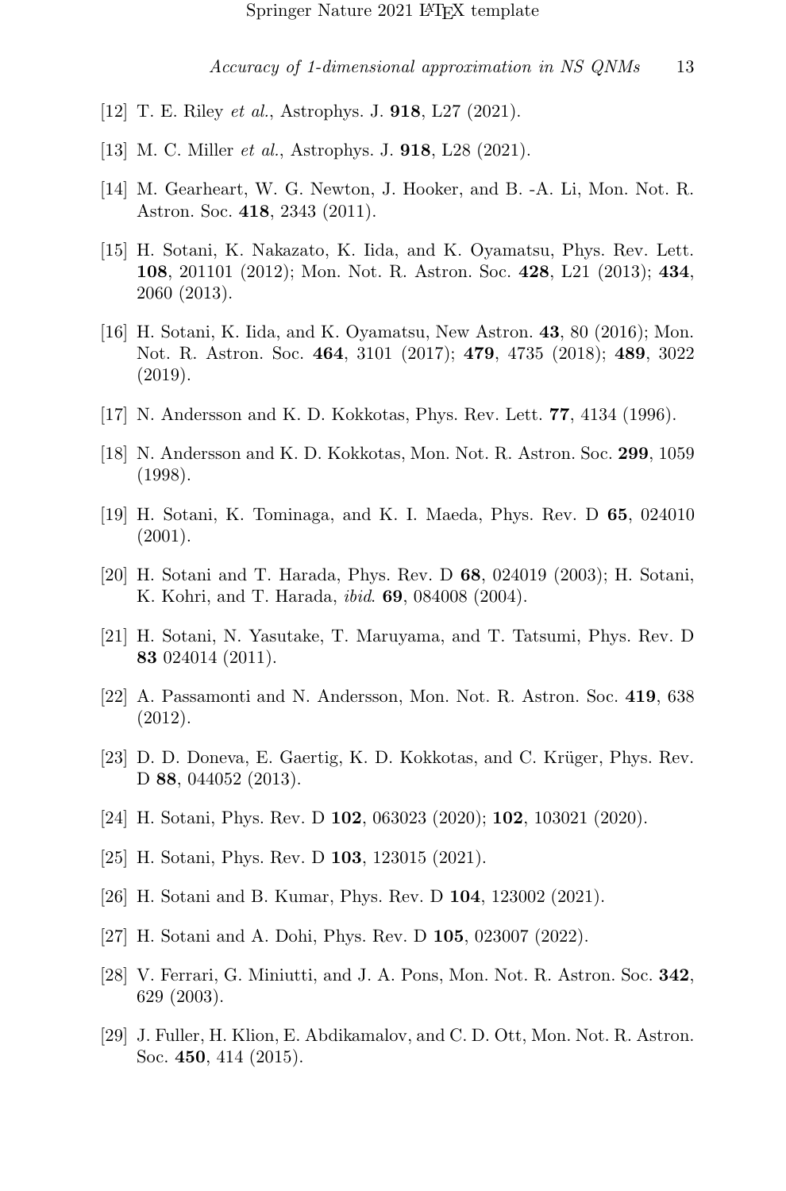[12] T. E. Riley *et al.*, Astrophys. J. **918**, L27 (2021).

[13] M. C. Miller *et al.*, Astrophys. J. **918**, L28 (2021).

[14] M. Gearheart, W. G. Newton, J. Hooker, and B. -A. Li, Mon. Not. R. Astron. Soc. **418**, 2343 (2011).

[15] H. Sotani, K. Nakazato, K. Iida, and K. Oyamatsu, Phys. Rev. Lett. **108**, 201101 (2012); Mon. Not. R. Astron. Soc. **428**, L21 (2013); **434**, 2060 (2013).

[16] H. Sotani, K. Iida, and K. Oyamatsu, New Astron. **43**, 80 (2016); Mon. Not. R. Astron. Soc. **464**, 3101 (2017); **479**, 4735 (2018); **489**, 3022 (2019).

[17] N. Andersson and K. D. Kokkotas, Phys. Rev. Lett. **77**, 4134 (1996).

[18] N. Andersson and K. D. Kokkotas, Mon. Not. R. Astron. Soc. **299**, 1059 (1998).

[19] H. Sotani, K. Tominaga, and K. I. Maeda, Phys. Rev. D **65**, 024010 (2001).

[20] H. Sotani and T. Harada, Phys. Rev. D **68**, 024019 (2003); H. Sotani, K. Kohri, and T. Harada, *ibid*. **69**, 084008 (2004).

[21] H. Sotani, N. Yasutake, T. Maruyama, and T. Tatsumi, Phys. Rev. D **83** 024014 (2011).

[22] A. Passamonti and N. Andersson, Mon. Not. R. Astron. Soc. **419**, 638 (2012).

[23] D. D. Doneva, E. Gaertig, K. D. Kokkotas, and C. Krüger, Phys. Rev. D **88**, 044052 (2013).

[24] H. Sotani, Phys. Rev. D **102**, 063023 (2020); **102**, 103021 (2020).

[25] H. Sotani, Phys. Rev. D **103**, 123015 (2021).

[26] H. Sotani and B. Kumar, Phys. Rev. D **104**, 123002 (2021).

[27] H. Sotani and A. Dohi, Phys. Rev. D **105**, 023007 (2022).

[28] V. Ferrari, G. Miniutti, and J. A. Pons, Mon. Not. R. Astron. Soc. **342**, 629 (2003).

[29] J. Fuller, H. Klion, E. Abdikamalov, and C. D. Ott, Mon. Not. R. Astron. Soc. **450**, 414 (2015).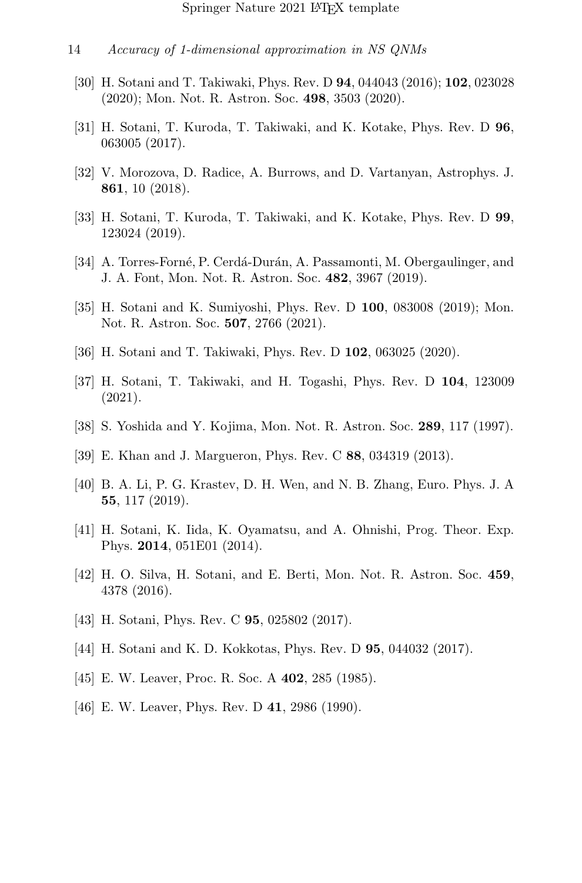[30] H. Sotani and T. Takiwaki, Phys. Rev. D **94**, 044043 (2016); **102**, 023028 (2020); Mon. Not. R. Astron. Soc. **498**, 3503 (2020).

[31] H. Sotani, T. Kuroda, T. Takiwaki, and K. Kotake, Phys. Rev. D **96**, 063005 (2017).

[32] V. Morozova, D. Radice, A. Burrows, and D. Vartanyan, Astrophys. J. **861**, 10 (2018).

[33] H. Sotani, T. Kuroda, T. Takiwaki, and K. Kotake, Phys. Rev. D **99**, 123024 (2019).

[34] A. Torres-Forné, P. Cerdá-Durán, A. Passamonti, M. Obergaulinger, and J. A. Font, Mon. Not. R. Astron. Soc. **482**, 3967 (2019).

[35] H. Sotani and K. Sumiyoshi, Phys. Rev. D **100**, 083008 (2019); Mon. Not. R. Astron. Soc. **507**, 2766 (2021).

[36] H. Sotani and T. Takiwaki, Phys. Rev. D **102**, 063025 (2020).

[37] H. Sotani, T. Takiwaki, and H. Togashi, Phys. Rev. D **104**, 123009 (2021).

[38] S. Yoshida and Y. Kojima, Mon. Not. R. Astron. Soc. **289**, 117 (1997).

[39] E. Khan and J. Margueron, Phys. Rev. C **88**, 034319 (2013).

[40] B. A. Li, P. G. Krastev, D. H. Wen, and N. B. Zhang, Euro. Phys. J. A **55**, 117 (2019).

[41] H. Sotani, K. Iida, K. Oyamatsu, and A. Ohnishi, Prog. Theor. Exp. Phys. **2014**, 051E01 (2014).

[42] H. O. Silva, H. Sotani, and E. Berti, Mon. Not. R. Astron. Soc. **459**, 4378 (2016).

[43] H. Sotani, Phys. Rev. C **95**, 025802 (2017).

[44] H. Sotani and K. D. Kokkotas, Phys. Rev. D **95**, 044032 (2017).

[45] E. W. Leaver, Proc. R. Soc. A **402**, 285 (1985).

[46] E. W. Leaver, Phys. Rev. D **41**, 2986 (1990).